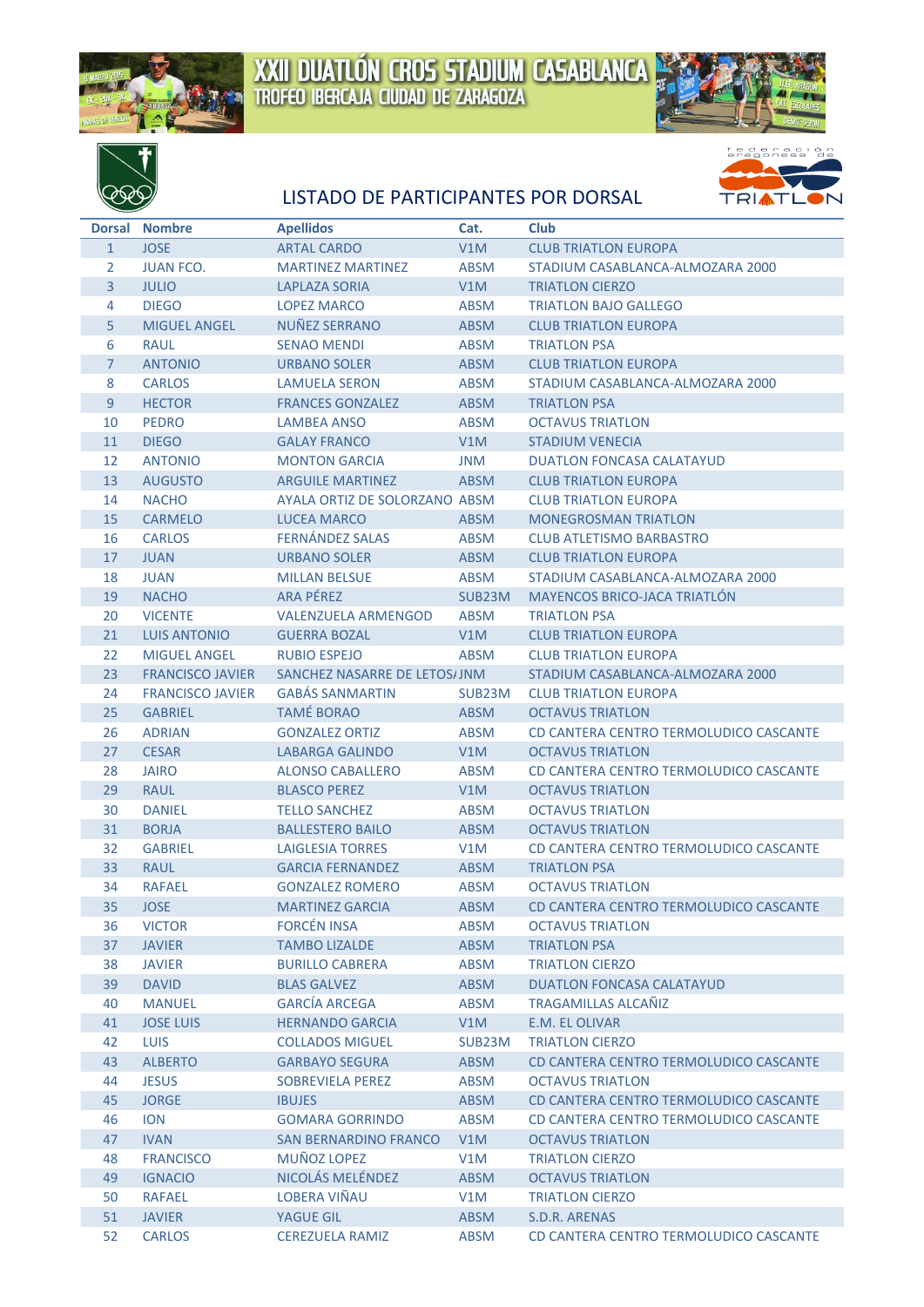# XXII DUATLÓN CROS STADIUM CASABLANCA

## TROFEO IBERCAJA CIUDAD DE ZARAGOZA

## LISTADO DE PARTICIPANTES POR DORSAL

| Dorsal | Nombre | Apellidos | Cat. | Club |
|---|---|---|---|---|
| 1 | JOSE | ARTAL CARDO | V1M | CLUB TRIATLON EUROPA |
| 2 | JUAN FCO. | MARTINEZ MARTINEZ | ABSM | STADIUM CASABLANCA-ALMOZARA 2000 |
| 3 | JULIO | LAPLAZA SORIA | V1M | TRIATLON CIERZO |
| 4 | DIEGO | LOPEZ MARCO | ABSM | TRIATLON BAJO GALLEGO |
| 5 | MIGUEL ANGEL | NUÑEZ SERRANO | ABSM | CLUB TRIATLON EUROPA |
| 6 | RAUL | SENAO MENDI | ABSM | TRIATLON PSA |
| 7 | ANTONIO | URBANO SOLER | ABSM | CLUB TRIATLON EUROPA |
| 8 | CARLOS | LAMUELA SERON | ABSM | STADIUM CASABLANCA-ALMOZARA 2000 |
| 9 | HECTOR | FRANCES GONZALEZ | ABSM | TRIATLON PSA |
| 10 | PEDRO | LAMBEA ANSO | ABSM | OCTAVUS TRIATLON |
| 11 | DIEGO | GALAY FRANCO | V1M | STADIUM VENECIA |
| 12 | ANTONIO | MONTON GARCIA | JNM | DUATLON FONCASA CALATAYUD |
| 13 | AUGUSTO | ARGUILE MARTINEZ | ABSM | CLUB TRIATLON EUROPA |
| 14 | NACHO | AYALA ORTIZ DE SOLORZANO | ABSM | CLUB TRIATLON EUROPA |
| 15 | CARMELO | LUCEA MARCO | ABSM | MONEGROSMAN TRIATLON |
| 16 | CARLOS | FERNÁNDEZ SALAS | ABSM | CLUB ATLETISMO BARBASTRO |
| 17 | JUAN | URBANO SOLER | ABSM | CLUB TRIATLON EUROPA |
| 18 | JUAN | MILLAN BELSUE | ABSM | STADIUM CASABLANCA-ALMOZARA 2000 |
| 19 | NACHO | ARA PÉREZ | SUB23M | MAYENCOS BRICO-JACA TRIATLÓN |
| 20 | VICENTE | VALENZUELA ARMENGOD | ABSM | TRIATLON PSA |
| 21 | LUIS ANTONIO | GUERRA BOZAL | V1M | CLUB TRIATLON EUROPA |
| 22 | MIGUEL ANGEL | RUBIO ESPEJO | ABSM | CLUB TRIATLON EUROPA |
| 23 | FRANCISCO JAVIER | SANCHEZ NASARRE DE LETOSA | JNM | STADIUM CASABLANCA-ALMOZARA 2000 |
| 24 | FRANCISCO JAVIER | GABÁS SANMARTIN | SUB23M | CLUB TRIATLON EUROPA |
| 25 | GABRIEL | TAMÉ BORAO | ABSM | OCTAVUS TRIATLON |
| 26 | ADRIAN | GONZALEZ ORTIZ | ABSM | CD CANTERA CENTRO TERMOLUDICO CASCANTE |
| 27 | CESAR | LABARGA GALINDO | V1M | OCTAVUS TRIATLON |
| 28 | JAIRO | ALONSO CABALLERO | ABSM | CD CANTERA CENTRO TERMOLUDICO CASCANTE |
| 29 | RAUL | BLASCO PEREZ | V1M | OCTAVUS TRIATLON |
| 30 | DANIEL | TELLO SANCHEZ | ABSM | OCTAVUS TRIATLON |
| 31 | BORJA | BALLESTERO BAILO | ABSM | OCTAVUS TRIATLON |
| 32 | GABRIEL | LAIGLESIA TORRES | V1M | CD CANTERA CENTRO TERMOLUDICO CASCANTE |
| 33 | RAUL | GARCIA FERNANDEZ | ABSM | TRIATLON PSA |
| 34 | RAFAEL | GONZALEZ ROMERO | ABSM | OCTAVUS TRIATLON |
| 35 | JOSE | MARTINEZ GARCIA | ABSM | CD CANTERA CENTRO TERMOLUDICO CASCANTE |
| 36 | VICTOR | FORCÉN INSA | ABSM | OCTAVUS TRIATLON |
| 37 | JAVIER | TAMBO LIZALDE | ABSM | TRIATLON PSA |
| 38 | JAVIER | BURILLO CABRERA | ABSM | TRIATLON CIERZO |
| 39 | DAVID | BLAS GALVEZ | ABSM | DUATLON FONCASA CALATAYUD |
| 40 | MANUEL | GARCÍA ARCEGA | ABSM | TRAGAMILLAS ALCAÑIZ |
| 41 | JOSE LUIS | HERNANDO GARCIA | V1M | E.M. EL OLIVAR |
| 42 | LUIS | COLLADOS MIGUEL | SUB23M | TRIATLON CIERZO |
| 43 | ALBERTO | GARBAYO SEGURA | ABSM | CD CANTERA CENTRO TERMOLUDICO CASCANTE |
| 44 | JESUS | SOBREVIELA PEREZ | ABSM | OCTAVUS TRIATLON |
| 45 | JORGE | IBUJES | ABSM | CD CANTERA CENTRO TERMOLUDICO CASCANTE |
| 46 | ION | GOMARA GORRINDO | ABSM | CD CANTERA CENTRO TERMOLUDICO CASCANTE |
| 47 | IVAN | SAN BERNARDINO FRANCO | V1M | OCTAVUS TRIATLON |
| 48 | FRANCISCO | MUÑOZ LOPEZ | V1M | TRIATLON CIERZO |
| 49 | IGNACIO | NICOLÁS MELÉNDEZ | ABSM | OCTAVUS TRIATLON |
| 50 | RAFAEL | LOBERA VIÑAU | V1M | TRIATLON CIERZO |
| 51 | JAVIER | YAGUE GIL | ABSM | S.D.R. ARENAS |
| 52 | CARLOS | CEREZUELA RAMIZ | ABSM | CD CANTERA CENTRO TERMOLUDICO CASCANTE |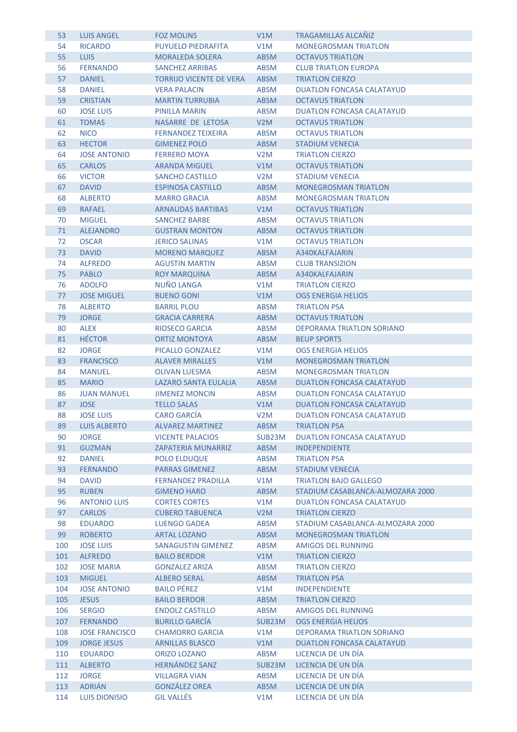| 53 | LUIS ANGEL | FOZ MOLINS | V1M | TRAGAMILLAS ALCAÑIZ |
|---|---|---|---|---|
| 54 | RICARDO | PUYUELO PIEDRAFITA | V1M | MONEGROSMAN TRIATLON |
| 55 | LUIS | MORALEDA SOLERA | ABSM | OCTAVUS TRIATLON |
| 56 | FERNANDO | SANCHEZ ARRIBAS | ABSM | CLUB TRIATLON EUROPA |
| 57 | DANIEL | TORRIJO VICENTE DE VERA | ABSM | TRIATLON CIERZO |
| 58 | DANIEL | VERA PALACIN | ABSM | DUATLON FONCASA CALATAYUD |
| 59 | CRISTIAN | MARTIN TURRUBIA | ABSM | OCTAVUS TRIATLON |
| 60 | JOSE LUIS | PINILLA MARIN | ABSM | DUATLON FONCASA CALATAYUD |
| 61 | TOMAS | NASARRE DE LETOSA | V2M | OCTAVUS TRIATLON |
| 62 | NICO | FERNANDEZ TEIXEIRA | ABSM | OCTAVUS TRIATLON |
| 63 | HECTOR | GIMENEZ POLO | ABSM | STADIUM VENECIA |
| 64 | JOSE ANTONIO | FERRERO MOYA | V2M | TRIATLON CIERZO |
| 65 | CARLOS | ARANDA MIGUEL | V1M | OCTAVUS TRIATLON |
| 66 | VICTOR | SANCHO CASTILLO | V2M | STADIUM VENECIA |
| 67 | DAVID | ESPINOSA CASTILLO | ABSM | MONEGROSMAN TRIATLON |
| 68 | ALBERTO | MARRO GRACIA | ABSM | MONEGROSMAN TRIATLON |
| 69 | RAFAEL | ARNAUDAS BARTIBAS | V1M | OCTAVUS TRIATLON |
| 70 | MIGUEL | SANCHEZ BARBE | ABSM | OCTAVUS TRIATLON |
| 71 | ALEJANDRO | GUSTRAN MONTON | ABSM | OCTAVUS TRIATLON |
| 72 | OSCAR | JERICO SALINAS | V1M | OCTAVUS TRIATLON |
| 73 | DAVID | MORENO MARQUEZ | ABSM | A340KALFAJARIN |
| 74 | ALFREDO | AGUSTIN MARTIN | ABSM | CLUB TRANSIZION |
| 75 | PABLO | ROY MARQUINA | ABSM | A340KALFAJARIN |
| 76 | ADOLFO | NUÑO LANGA | V1M | TRIATLON CIERZO |
| 77 | JOSE MIGUEL | BUENO GONI | V1M | OGS ENERGIA HELIOS |
| 78 | ALBERTO | BARRIL PLOU | ABSM | TRIATLON PSA |
| 79 | JORGE | GRACIA CARRERA | ABSM | OCTAVUS TRIATLON |
| 80 | ALEX | RIOSECO GARCIA | ABSM | DEPORAMA TRIATLON SORIANO |
| 81 | HÉCTOR | ORTIZ MONTOYA | ABSM | BEUP SPORTS |
| 82 | JORGE | PICALLO GONZALEZ | V1M | OGS ENERGIA HELIOS |
| 83 | FRANCISCO | ALAVER MIRALLES | V1M | MONEGROSMAN TRIATLON |
| 84 | MANUEL | OLIVAN LUESMA | ABSM | MONEGROSMAN TRIATLON |
| 85 | MARIO | LAZARO SANTA EULALIA | ABSM | DUATLON FONCASA CALATAYUD |
| 86 | JUAN MANUEL | JIMENEZ MONCIN | ABSM | DUATLON FONCASA CALATAYUD |
| 87 | JOSE | TELLO SALAS | V1M | DUATLON FONCASA CALATAYUD |
| 88 | JOSE LUIS | CARO GARCÍA | V2M | DUATLON FONCASA CALATAYUD |
| 89 | LUIS ALBERTO | ALVAREZ MARTINEZ | ABSM | TRIATLON PSA |
| 90 | JORGE | VICENTE PALACIOS | SUB23M | DUATLON FONCASA CALATAYUD |
| 91 | GUZMAN | ZAPATERIA MUNARRIZ | ABSM | INDEPENDIENTE |
| 92 | DANIEL | POLO ELDUQUE | ABSM | TRIATLON PSA |
| 93 | FERNANDO | PARRAS GIMENEZ | ABSM | STADIUM VENECIA |
| 94 | DAVID | FERNANDEZ PRADILLA | V1M | TRIATLON BAJO GALLEGO |
| 95 | RUBEN | GIMENO HARO | ABSM | STADIUM CASABLANCA-ALMOZARA 2000 |
| 96 | ANTONIO LUIS | CORTES CORTES | V1M | DUATLON FONCASA CALATAYUD |
| 97 | CARLOS | CUBERO TABUENCA | V2M | TRIATLON CIERZO |
| 98 | EDUARDO | LUENGO GADEA | ABSM | STADIUM CASABLANCA-ALMOZARA 2000 |
| 99 | ROBERTO | ARTAL LOZANO | ABSM | MONEGROSMAN TRIATLON |
| 100 | JOSE LUIS | SANAGUSTIN GIMENEZ | ABSM | AMIGOS DEL RUNNING |
| 101 | ALFREDO | BAILO BERDOR | V1M | TRIATLON CIERZO |
| 102 | JOSE MARIA | GONZALEZ ARIZA | ABSM | TRIATLON CIERZO |
| 103 | MIGUEL | ALBERO SERAL | ABSM | TRIATLON PSA |
| 104 | JOSE ANTONIO | BAILO PÉREZ | V1M | INDEPENDIENTE |
| 105 | JESUS | BAILO BERDOR | ABSM | TRIATLON CIERZO |
| 106 | SERGIO | ENDOLZ CASTILLO | ABSM | AMIGOS DEL RUNNING |
| 107 | FERNANDO | BURILLO GARCÍA | SUB23M | OGS ENERGIA HELIOS |
| 108 | JOSE FRANCISCO | CHAMORRO GARCIA | V1M | DEPORAMA TRIATLON SORIANO |
| 109 | JORGE JESUS | ARNILLAS BLASCO | V1M | DUATLON FONCASA CALATAYUD |
| 110 | EDUARDO | ORIZO LOZANO | ABSM | LICENCIA DE UN DÍA |
| 111 | ALBERTO | HERNÁNDEZ SANZ | SUB23M | LICENCIA DE UN DÍA |
| 112 | JORGE | VILLAGRA VIAN | ABSM | LICENCIA DE UN DÍA |
| 113 | ADRIÁN | GONZÁLEZ OREA | ABSM | LICENCIA DE UN DÍA |
| 114 | LUIS DIONISIO | GIL VALLÉS | V1M | LICENCIA DE UN DÍA |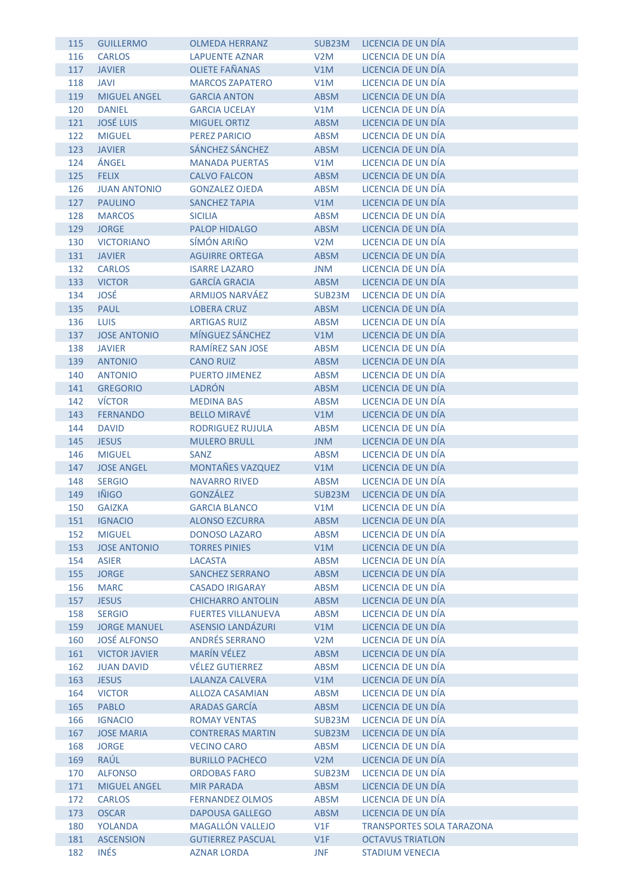| | | | | |
|---|---|---|---|---|
| 115 | GUILLERMO | OLMEDA HERRANZ | SUB23M | LICENCIA DE UN DÍA |
| 116 | CARLOS | LAPUENTE AZNAR | V2M | LICENCIA DE UN DÍA |
| 117 | JAVIER | OLIETE FAÑANAS | V1M | LICENCIA DE UN DÍA |
| 118 | JAVI | MARCOS ZAPATERO | V1M | LICENCIA DE UN DÍA |
| 119 | MIGUEL ANGEL | GARCIA ANTON | ABSM | LICENCIA DE UN DÍA |
| 120 | DANIEL | GARCIA UCELAY | V1M | LICENCIA DE UN DÍA |
| 121 | JOSÉ LUIS | MIGUEL ORTIZ | ABSM | LICENCIA DE UN DÍA |
| 122 | MIGUEL | PEREZ PARICIO | ABSM | LICENCIA DE UN DÍA |
| 123 | JAVIER | SÁNCHEZ SÁNCHEZ | ABSM | LICENCIA DE UN DÍA |
| 124 | ÁNGEL | MANADA PUERTAS | V1M | LICENCIA DE UN DÍA |
| 125 | FELIX | CALVO FALCON | ABSM | LICENCIA DE UN DÍA |
| 126 | JUAN ANTONIO | GONZALEZ OJEDA | ABSM | LICENCIA DE UN DÍA |
| 127 | PAULINO | SANCHEZ TAPIA | V1M | LICENCIA DE UN DÍA |
| 128 | MARCOS | SICILIA | ABSM | LICENCIA DE UN DÍA |
| 129 | JORGE | PALOP HIDALGO | ABSM | LICENCIA DE UN DÍA |
| 130 | VICTORIANO | SÍMÓN ARIÑO | V2M | LICENCIA DE UN DÍA |
| 131 | JAVIER | AGUIRRE ORTEGA | ABSM | LICENCIA DE UN DÍA |
| 132 | CARLOS | ISARRE LAZARO | JNM | LICENCIA DE UN DÍA |
| 133 | VICTOR | GARCÍA GRACIA | ABSM | LICENCIA DE UN DÍA |
| 134 | JOSÉ | ARMIJOS NARVÁEZ | SUB23M | LICENCIA DE UN DÍA |
| 135 | PAUL | LOBERA CRUZ | ABSM | LICENCIA DE UN DÍA |
| 136 | LUIS | ARTIGAS RUIZ | ABSM | LICENCIA DE UN DÍA |
| 137 | JOSE ANTONIO | MÍNGUEZ SÁNCHEZ | V1M | LICENCIA DE UN DÍA |
| 138 | JAVIER | RAMÍREZ SAN JOSE | ABSM | LICENCIA DE UN DÍA |
| 139 | ANTONIO | CANO RUIZ | ABSM | LICENCIA DE UN DÍA |
| 140 | ANTONIO | PUERTO JIMENEZ | ABSM | LICENCIA DE UN DÍA |
| 141 | GREGORIO | LADRÓN | ABSM | LICENCIA DE UN DÍA |
| 142 | VÍCTOR | MEDINA BAS | ABSM | LICENCIA DE UN DÍA |
| 143 | FERNANDO | BELLO MIRAVÉ | V1M | LICENCIA DE UN DÍA |
| 144 | DAVID | RODRIGUEZ RUJULA | ABSM | LICENCIA DE UN DÍA |
| 145 | JESUS | MULERO BRULL | JNM | LICENCIA DE UN DÍA |
| 146 | MIGUEL | SANZ | ABSM | LICENCIA DE UN DÍA |
| 147 | JOSE ANGEL | MONTAÑES VAZQUEZ | V1M | LICENCIA DE UN DÍA |
| 148 | SERGIO | NAVARRO RIVED | ABSM | LICENCIA DE UN DÍA |
| 149 | IÑIGO | GONZÁLEZ | SUB23M | LICENCIA DE UN DÍA |
| 150 | GAIZKA | GARCIA BLANCO | V1M | LICENCIA DE UN DÍA |
| 151 | IGNACIO | ALONSO EZCURRA | ABSM | LICENCIA DE UN DÍA |
| 152 | MIGUEL | DONOSO LAZARO | ABSM | LICENCIA DE UN DÍA |
| 153 | JOSE ANTONIO | TORRES PINIES | V1M | LICENCIA DE UN DÍA |
| 154 | ASIER | LACASTA | ABSM | LICENCIA DE UN DÍA |
| 155 | JORGE | SANCHEZ SERRANO | ABSM | LICENCIA DE UN DÍA |
| 156 | MARC | CASADO IRIGARAY | ABSM | LICENCIA DE UN DÍA |
| 157 | JESUS | CHICHARRO ANTOLIN | ABSM | LICENCIA DE UN DÍA |
| 158 | SERGIO | FUERTES VILLANUEVA | ABSM | LICENCIA DE UN DÍA |
| 159 | JORGE MANUEL | ASENSIO LANDÁZURI | V1M | LICENCIA DE UN DÍA |
| 160 | JOSÉ ALFONSO | ANDRÉS SERRANO | V2M | LICENCIA DE UN DÍA |
| 161 | VICTOR JAVIER | MARÍN VÉLEZ | ABSM | LICENCIA DE UN DÍA |
| 162 | JUAN DAVID | VÉLEZ GUTIERREZ | ABSM | LICENCIA DE UN DÍA |
| 163 | JESUS | LALANZA CALVERA | V1M | LICENCIA DE UN DÍA |
| 164 | VICTOR | ALLOZA CASAMIAN | ABSM | LICENCIA DE UN DÍA |
| 165 | PABLO | ARADAS GARCÍA | ABSM | LICENCIA DE UN DÍA |
| 166 | IGNACIO | ROMAY VENTAS | SUB23M | LICENCIA DE UN DÍA |
| 167 | JOSE MARIA | CONTRERAS MARTIN | SUB23M | LICENCIA DE UN DÍA |
| 168 | JORGE | VECINO CARO | ABSM | LICENCIA DE UN DÍA |
| 169 | RAÚL | BURILLO PACHECO | V2M | LICENCIA DE UN DÍA |
| 170 | ALFONSO | ORDOBAS FARO | SUB23M | LICENCIA DE UN DÍA |
| 171 | MIGUEL ANGEL | MIR PARADA | ABSM | LICENCIA DE UN DÍA |
| 172 | CARLOS | FERNANDEZ OLMOS | ABSM | LICENCIA DE UN DÍA |
| 173 | OSCAR | DAPOUSA GALLEGO | ABSM | LICENCIA DE UN DÍA |
| 180 | YOLANDA | MAGALLÓN VALLEJO | V1F | TRANSPORTES SOLA TARAZONA |
| 181 | ASCENSION | GUTIERREZ PASCUAL | V1F | OCTAVUS TRIATLON |
| 182 | INÉS | AZNAR LORDA | JNF | STADIUM VENECIA |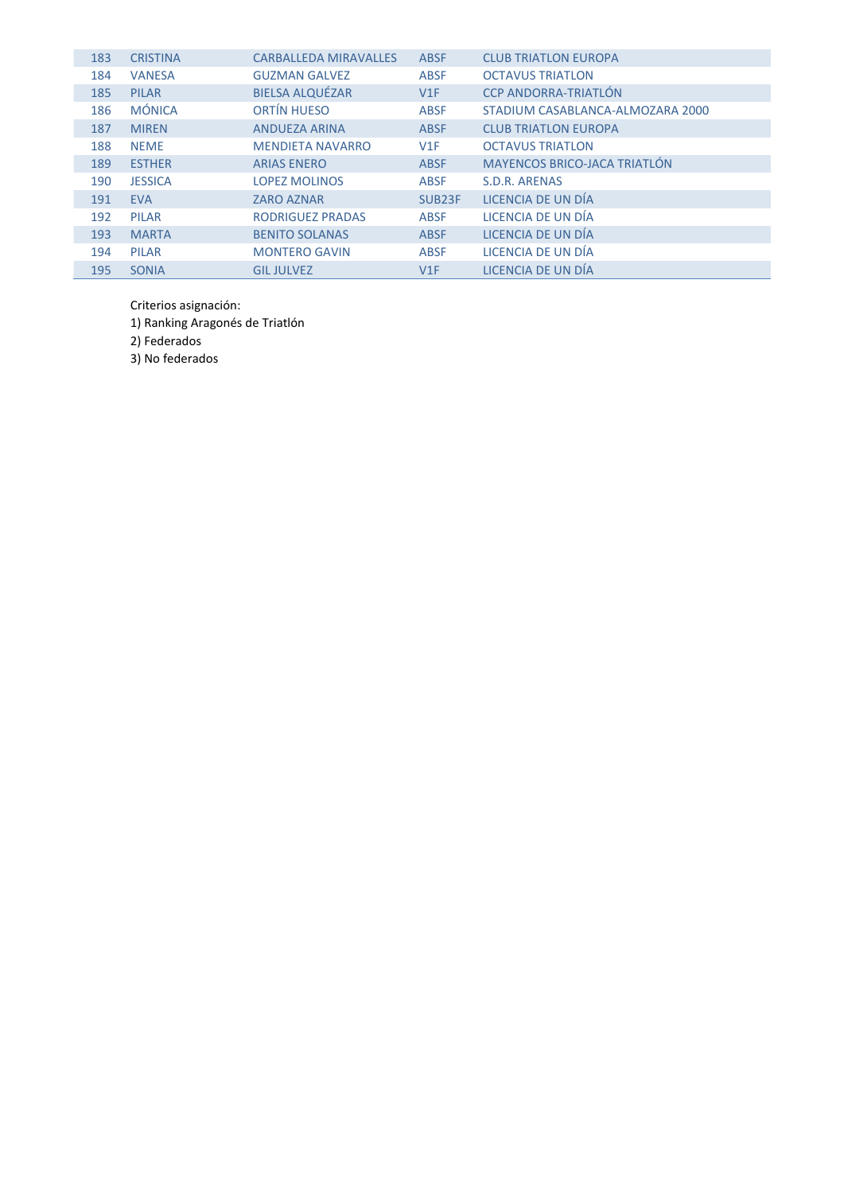| | | | | |
|---|---|---|---|---|
| 183 | CRISTINA | CARBALLEDA MIRAVALLES | ABSF | CLUB TRIATLON EUROPA |
| 184 | VANESA | GUZMAN GALVEZ | ABSF | OCTAVUS TRIATLON |
| 185 | PILAR | BIELSA ALQUÉZAR | V1F | CCP ANDORRA-TRIATLÓN |
| 186 | MÓNICA | ORTÍN HUESO | ABSF | STADIUM CASABLANCA-ALMOZARA 2000 |
| 187 | MIREN | ANDUEZA ARINA | ABSF | CLUB TRIATLON EUROPA |
| 188 | NEME | MENDIETA NAVARRO | V1F | OCTAVUS TRIATLON |
| 189 | ESTHER | ARIAS ENERO | ABSF | MAYENCOS BRICO-JACA TRIATLÓN |
| 190 | JESSICA | LOPEZ MOLINOS | ABSF | S.D.R. ARENAS |
| 191 | EVA | ZARO AZNAR | SUB23F | LICENCIA DE UN DÍA |
| 192 | PILAR | RODRIGUEZ PRADAS | ABSF | LICENCIA DE UN DÍA |
| 193 | MARTA | BENITO SOLANAS | ABSF | LICENCIA DE UN DÍA |
| 194 | PILAR | MONTERO GAVIN | ABSF | LICENCIA DE UN DÍA |
| 195 | SONIA | GIL JULVEZ | V1F | LICENCIA DE UN DÍA |

Criterios asignación:

1) Ranking Aragonés de Triatlón

2) Federados

3) No federados